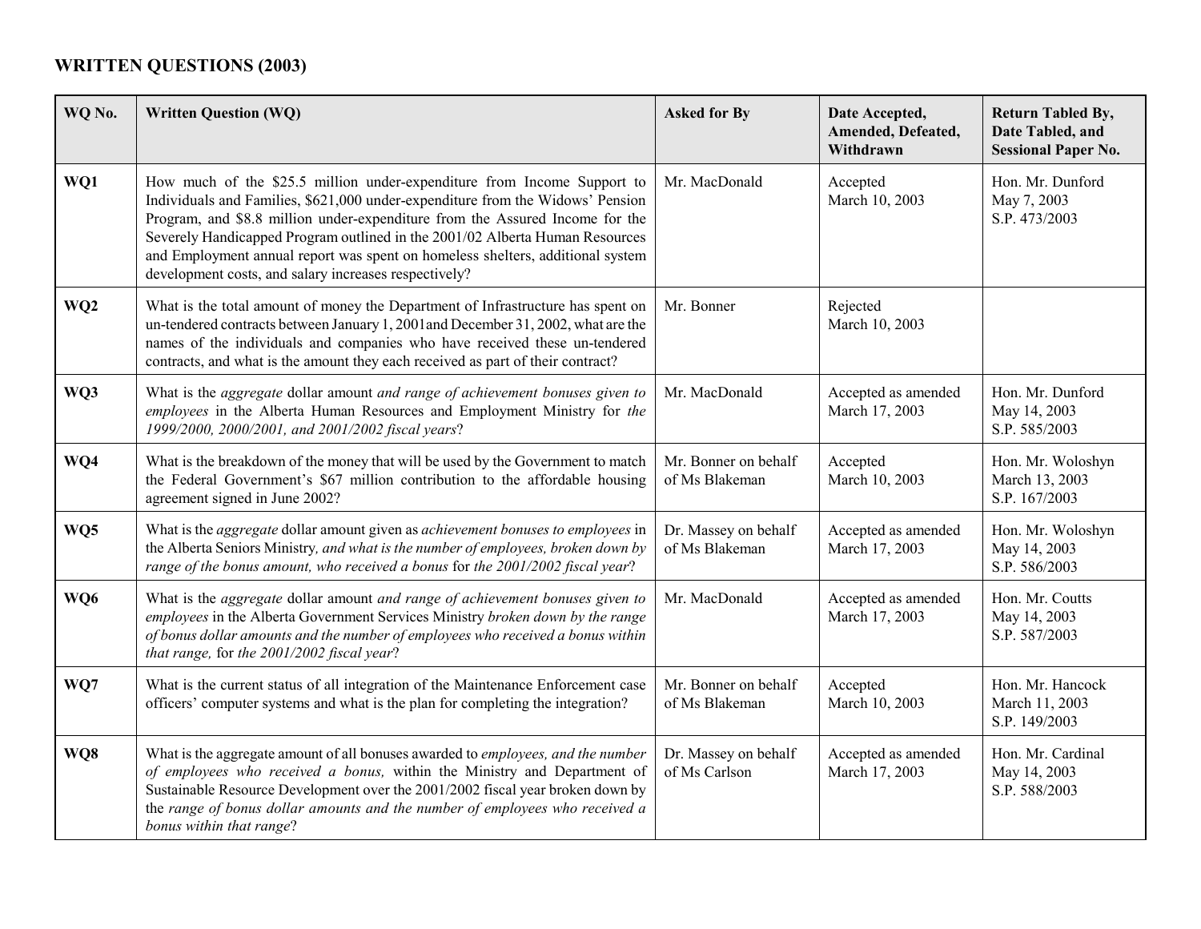## WRITTEN QUESTIONS (2003)

| WQ No. | Written Question (WQ) | Asked for By | Date Accepted, Amended, Defeated, Withdrawn | Return Tabled By, Date Tabled, and Sessional Paper No. |
|---|---|---|---|---|
| **WQ1** | How much of the $25.5 million under-expenditure from Income Support to Individuals and Families, $621,000 under-expenditure from the Widows' Pension Program, and $8.8 million under-expenditure from the Assured Income for the Severely Handicapped Program outlined in the 2001/02 Alberta Human Resources and Employment annual report was spent on homeless shelters, additional system development costs, and salary increases respectively? | Mr. MacDonald | Accepted March 10, 2003 | Hon. Mr. Dunford May 7, 2003 S.P. 473/2003 |
| **WQ2** | What is the total amount of money the Department of Infrastructure has spent on un-tendered contracts between January 1, 2001and December 31, 2002, what are the names of the individuals and companies who have received these un-tendered contracts, and what is the amount they each received as part of their contract? | Mr. Bonner | Rejected March 10, 2003 | |
| **WQ3** | What is the *aggregate* dollar amount *and range of achievement bonuses given to employees* in the Alberta Human Resources and Employment Ministry for *the 1999/2000, 2000/2001, and 2001/2002 fiscal years*? | Mr. MacDonald | Accepted as amended March 17, 2003 | Hon. Mr. Dunford May 14, 2003 S.P. 585/2003 |
| **WQ4** | What is the breakdown of the money that will be used by the Government to match the Federal Government's $67 million contribution to the affordable housing agreement signed in June 2002? | Mr. Bonner on behalf of Ms Blakeman | Accepted March 10, 2003 | Hon. Mr. Woloshyn March 13, 2003 S.P. 167/2003 |
| **WQ5** | What is the *aggregate* dollar amount given as *achievement bonuses to employees* in the Alberta Seniors Ministry*, and what is the number of employees, broken down by range of the bonus amount, who received a bonus* for *the 2001/2002 fiscal year*? | Dr. Massey on behalf of Ms Blakeman | Accepted as amended March 17, 2003 | Hon. Mr. Woloshyn May 14, 2003 S.P. 586/2003 |
| **WQ6** | What is the *aggregate* dollar amount *and range of achievement bonuses given to employees* in the Alberta Government Services Ministry *broken down by the range of bonus dollar amounts and the number of employees who received a bonus within that range,* for *the 2001/2002 fiscal year*? | Mr. MacDonald | Accepted as amended March 17, 2003 | Hon. Mr. Coutts May 14, 2003 S.P. 587/2003 |
| **WQ7** | What is the current status of all integration of the Maintenance Enforcement case officers' computer systems and what is the plan for completing the integration? | Mr. Bonner on behalf of Ms Blakeman | Accepted March 10, 2003 | Hon. Mr. Hancock March 11, 2003 S.P. 149/2003 |
| **WQ8** | What is the aggregate amount of all bonuses awarded to *employees, and the number of employees who received a bonus,* within the Ministry and Department of Sustainable Resource Development over the 2001/2002 fiscal year broken down by the *range of bonus dollar amounts and the number of employees who received a bonus within that range*? | Dr. Massey on behalf of Ms Carlson | Accepted as amended March 17, 2003 | Hon. Mr. Cardinal May 14, 2003 S.P. 588/2003 |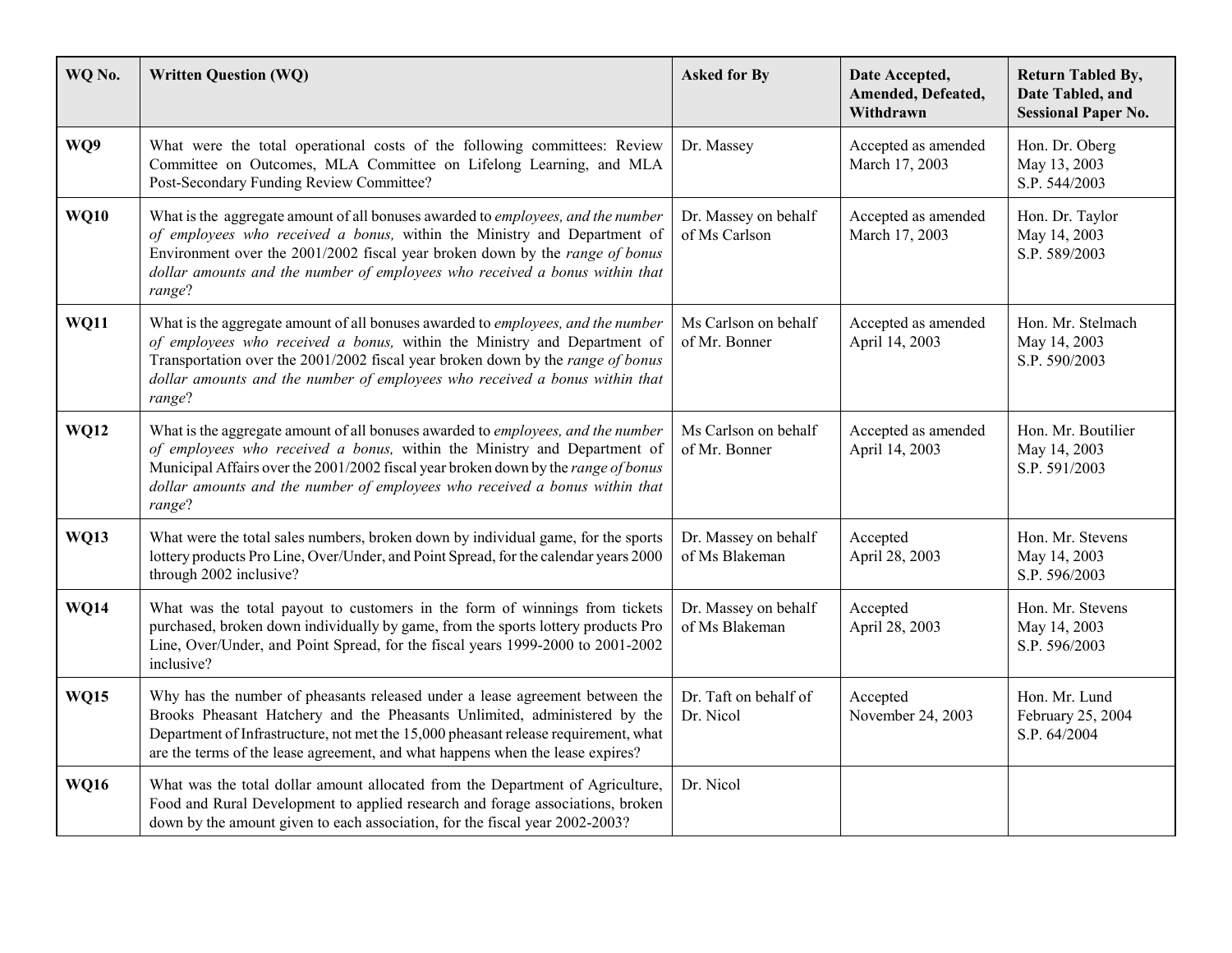| WQ No. | Written Question (WQ) | Asked for By | Date Accepted, Amended, Defeated, Withdrawn | Return Tabled By, Date Tabled, and Sessional Paper No. |
|---|---|---|---|---|
| **WQ9** | What were the total operational costs of the following committees: Review Committee on Outcomes, MLA Committee on Lifelong Learning, and MLA Post-Secondary Funding Review Committee? | Dr. Massey | Accepted as amended March 17, 2003 | Hon. Dr. Oberg May 13, 2003 S.P. 544/2003 |
| **WQ10** | What is the aggregate amount of all bonuses awarded to *employees, and the number of employees who received a bonus,* within the Ministry and Department of Environment over the 2001/2002 fiscal year broken down by the *range of bonus dollar amounts and the number of employees who received a bonus within that range*? | Dr. Massey on behalf of Ms Carlson | Accepted as amended March 17, 2003 | Hon. Dr. Taylor May 14, 2003 S.P. 589/2003 |
| **WQ11** | What is the aggregate amount of all bonuses awarded to *employees, and the number of employees who received a bonus,* within the Ministry and Department of Transportation over the 2001/2002 fiscal year broken down by the *range of bonus dollar amounts and the number of employees who received a bonus within that range*? | Ms Carlson on behalf of Mr. Bonner | Accepted as amended April 14, 2003 | Hon. Mr. Stelmach May 14, 2003 S.P. 590/2003 |
| **WQ12** | What is the aggregate amount of all bonuses awarded to *employees, and the number of employees who received a bonus,* within the Ministry and Department of Municipal Affairs over the 2001/2002 fiscal year broken down by the *range of bonus dollar amounts and the number of employees who received a bonus within that range*? | Ms Carlson on behalf of Mr. Bonner | Accepted as amended April 14, 2003 | Hon. Mr. Boutilier May 14, 2003 S.P. 591/2003 |
| **WQ13** | What were the total sales numbers, broken down by individual game, for the sports lottery products Pro Line, Over/Under, and Point Spread, for the calendar years 2000 through 2002 inclusive? | Dr. Massey on behalf of Ms Blakeman | Accepted April 28, 2003 | Hon. Mr. Stevens May 14, 2003 S.P. 596/2003 |
| **WQ14** | What was the total payout to customers in the form of winnings from tickets purchased, broken down individually by game, from the sports lottery products Pro Line, Over/Under, and Point Spread, for the fiscal years 1999-2000 to 2001-2002 inclusive? | Dr. Massey on behalf of Ms Blakeman | Accepted April 28, 2003 | Hon. Mr. Stevens May 14, 2003 S.P. 596/2003 |
| **WQ15** | Why has the number of pheasants released under a lease agreement between the Brooks Pheasant Hatchery and the Pheasants Unlimited, administered by the Department of Infrastructure, not met the 15,000 pheasant release requirement, what are the terms of the lease agreement, and what happens when the lease expires? | Dr. Taft on behalf of Dr. Nicol | Accepted November 24, 2003 | Hon. Mr. Lund February 25, 2004 S.P. 64/2004 |
| **WQ16** | What was the total dollar amount allocated from the Department of Agriculture, Food and Rural Development to applied research and forage associations, broken down by the amount given to each association, for the fiscal year 2002-2003? | Dr. Nicol | | |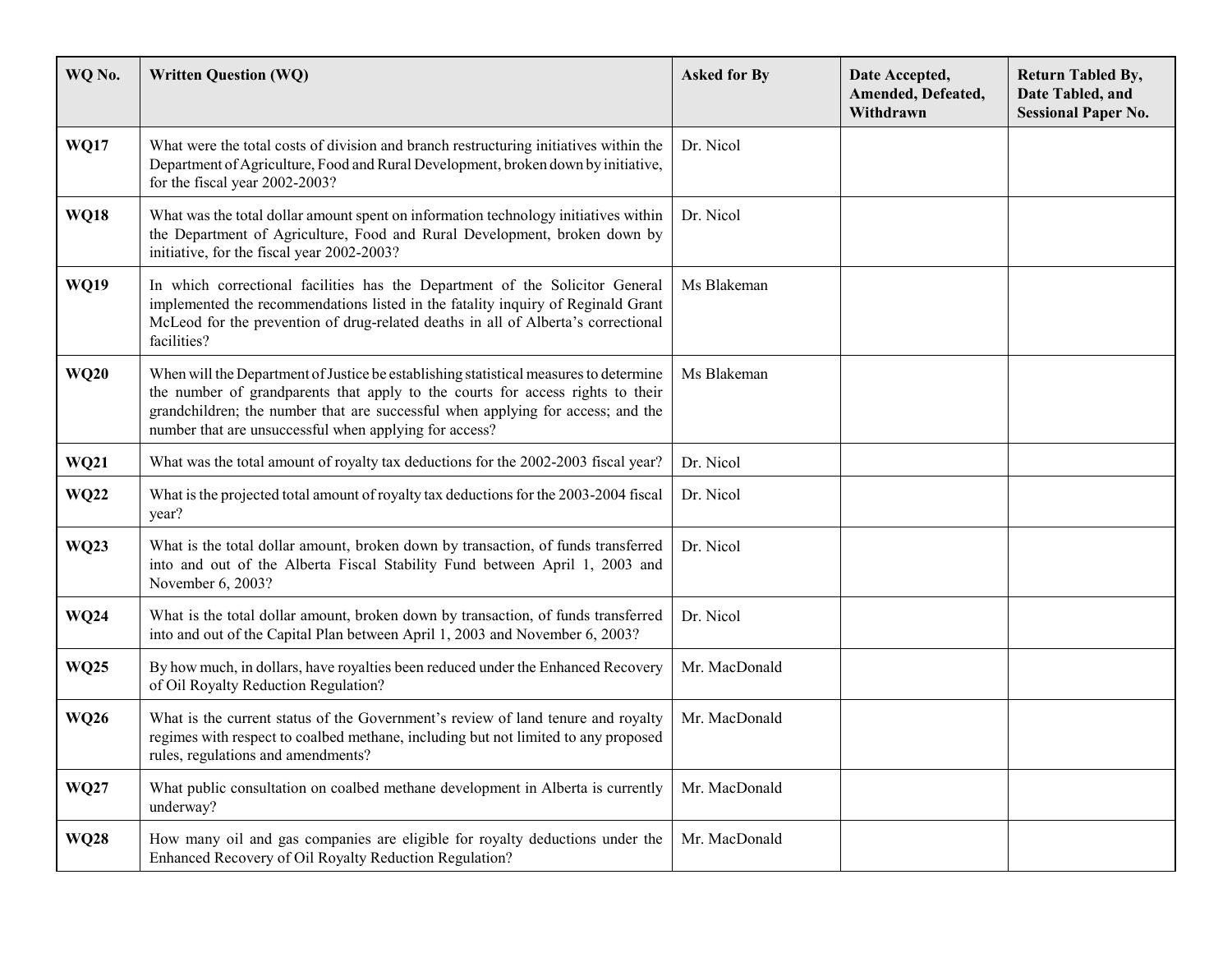| WQ No. | Written Question (WQ) | Asked for By | Date Accepted, Amended, Defeated, Withdrawn | Return Tabled By, Date Tabled, and Sessional Paper No. |
|---|---|---|---|---|
| **WQ17** | What were the total costs of division and branch restructuring initiatives within the Department of Agriculture, Food and Rural Development, broken down by initiative, for the fiscal year 2002-2003? | Dr. Nicol | | |
| **WQ18** | What was the total dollar amount spent on information technology initiatives within the Department of Agriculture, Food and Rural Development, broken down by initiative, for the fiscal year 2002-2003? | Dr. Nicol | | |
| **WQ19** | In which correctional facilities has the Department of the Solicitor General implemented the recommendations listed in the fatality inquiry of Reginald Grant McLeod for the prevention of drug-related deaths in all of Alberta's correctional facilities? | Ms Blakeman | | |
| **WQ20** | When will the Department of Justice be establishing statistical measures to determine the number of grandparents that apply to the courts for access rights to their grandchildren; the number that are successful when applying for access; and the number that are unsuccessful when applying for access? | Ms Blakeman | | |
| **WQ21** | What was the total amount of royalty tax deductions for the 2002-2003 fiscal year? | Dr. Nicol | | |
| **WQ22** | What is the projected total amount of royalty tax deductions for the 2003-2004 fiscal year? | Dr. Nicol | | |
| **WQ23** | What is the total dollar amount, broken down by transaction, of funds transferred into and out of the Alberta Fiscal Stability Fund between April 1, 2003 and November 6, 2003? | Dr. Nicol | | |
| **WQ24** | What is the total dollar amount, broken down by transaction, of funds transferred into and out of the Capital Plan between April 1, 2003 and November 6, 2003? | Dr. Nicol | | |
| **WQ25** | By how much, in dollars, have royalties been reduced under the Enhanced Recovery of Oil Royalty Reduction Regulation? | Mr. MacDonald | | |
| **WQ26** | What is the current status of the Government's review of land tenure and royalty regimes with respect to coalbed methane, including but not limited to any proposed rules, regulations and amendments? | Mr. MacDonald | | |
| **WQ27** | What public consultation on coalbed methane development in Alberta is currently underway? | Mr. MacDonald | | |
| **WQ28** | How many oil and gas companies are eligible for royalty deductions under the Enhanced Recovery of Oil Royalty Reduction Regulation? | Mr. MacDonald | | |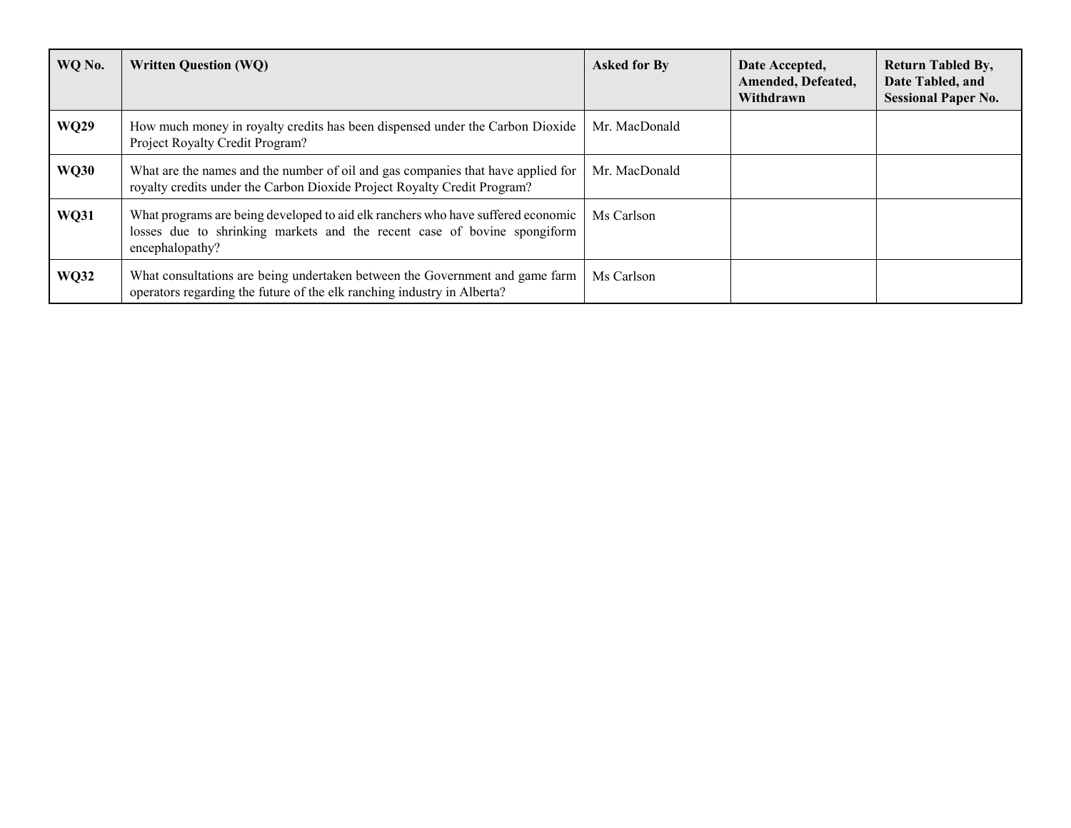| WQ No. | Written Question (WQ) | Asked for By | Date Accepted, Amended, Defeated, Withdrawn | Return Tabled By, Date Tabled, and Sessional Paper No. |
|---|---|---|---|---|
| **WQ29** | How much money in royalty credits has been dispensed under the Carbon Dioxide Project Royalty Credit Program? | Mr. MacDonald | | |
| **WQ30** | What are the names and the number of oil and gas companies that have applied for royalty credits under the Carbon Dioxide Project Royalty Credit Program? | Mr. MacDonald | | |
| **WQ31** | What programs are being developed to aid elk ranchers who have suffered economic losses due to shrinking markets and the recent case of bovine spongiform encephalopathy? | Ms Carlson | | |
| **WQ32** | What consultations are being undertaken between the Government and game farm operators regarding the future of the elk ranching industry in Alberta? | Ms Carlson | | |